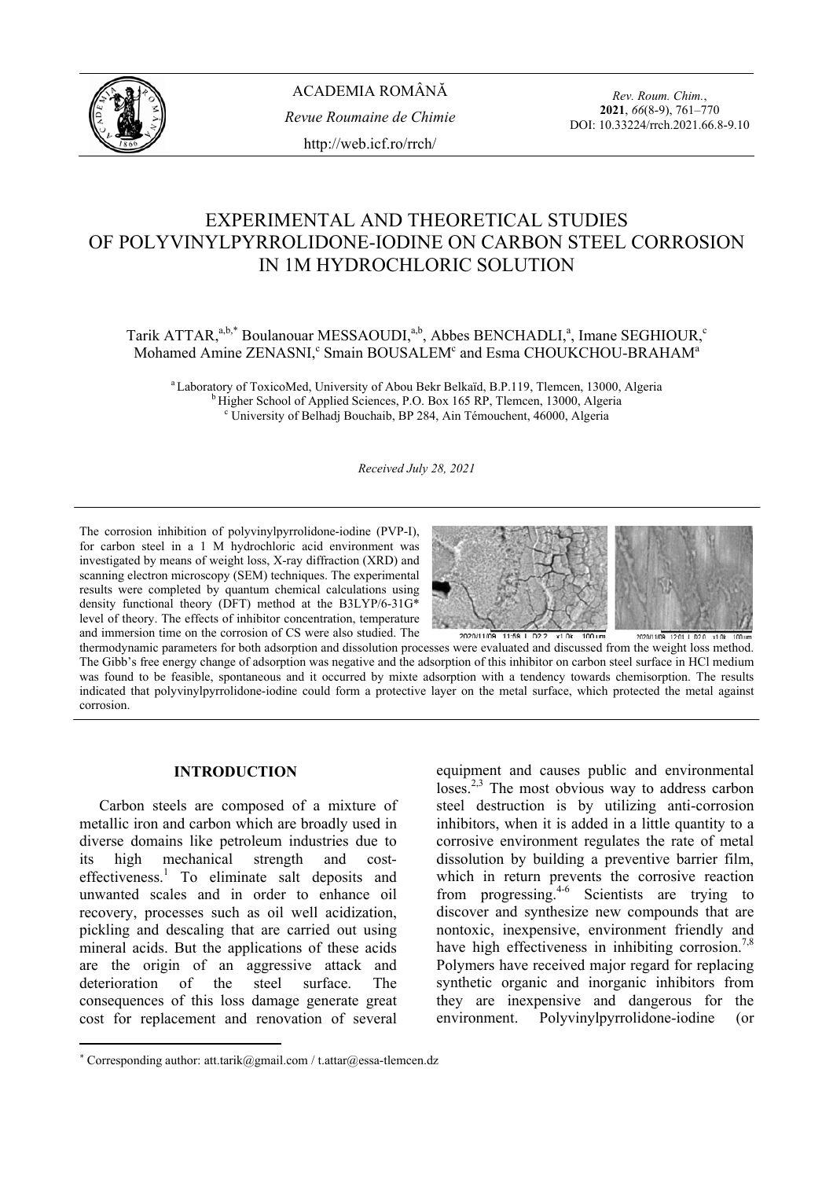# EXPERIMENTAL AND THEORETICAL STUDIES OF POLYVINYLPYRROLIDONE-IODINE ON CARBON STEEL CORROSION IN 1M HYDROCHLORIC SOLUTION

Tarik ATTAR,[a,b,*] Boulanouar MESSAOUDI,[a,b] Abbes BENCHADLI,[a] Imane SEGHIOUR,[c] Mohamed Amine ZENASNI,[c] Smain BOUSALEM[c] and Esma CHOUKCHOU-BRAHAM[a]

[a] Laboratory of ToxicoMed, University of Abou Bekr Belkaïd, B.P.119, Tlemcen, 13000, Algeria
[b] Higher School of Applied Sciences, P.O. Box 165 RP, Tlemcen, 13000, Algeria
[c] University of Belhadj Bouchaib, BP 284, Ain Témouchent, 46000, Algeria

*Received July 28, 2021*

The corrosion inhibition of polyvinylpyrrolidone-iodine (PVP-I), for carbon steel in a 1 M hydrochloric acid environment was investigated by means of weight loss, X-ray diffraction (XRD) and scanning electron microscopy (SEM) techniques. The experimental results were completed by quantum chemical calculations using density functional theory (DFT) method at the B3LYP/6-31G* level of theory. The effects of inhibitor concentration, temperature and immersion time on the corrosion of CS were also studied. The thermodynamic parameters for both adsorption and dissolution processes were evaluated and discussed from the weight loss method. The Gibb's free energy change of adsorption was negative and the adsorption of this inhibitor on carbon steel surface in HCl medium was found to be feasible, spontaneous and it occurred by mixte adsorption with a tendency towards chemisorption. The results indicated that polyvinylpyrrolidone-iodine could form a protective layer on the metal surface, which protected the metal against corrosion.

## INTRODUCTION

Carbon steels are composed of a mixture of metallic iron and carbon which are broadly used in diverse domains like petroleum industries due to its high mechanical strength and cost-effectiveness.[1] To eliminate salt deposits and unwanted scales and in order to enhance oil recovery, processes such as oil well acidization, pickling and descaling that are carried out using mineral acids. But the applications of these acids are the origin of an aggressive attack and deterioration of the steel surface. The consequences of this loss damage generate great cost for replacement and renovation of several equipment and causes public and environmental loses.[2,3] The most obvious way to address carbon steel destruction is by utilizing anti-corrosion inhibitors, when it is added in a little quantity to a corrosive environment regulates the rate of metal dissolution by building a preventive barrier film, which in return prevents the corrosive reaction from progressing.[4-6] Scientists are trying to discover and synthesize new compounds that are nontoxic, inexpensive, environment friendly and have high effectiveness in inhibiting corrosion.[7,8] Polymers have received major regard for replacing synthetic organic and inorganic inhibitors from they are inexpensive and dangerous for the environment. Polyvinylpyrrolidone-iodine (or

* Corresponding author: att.tarik@gmail.com / t.attar@essa-tlemcen.dz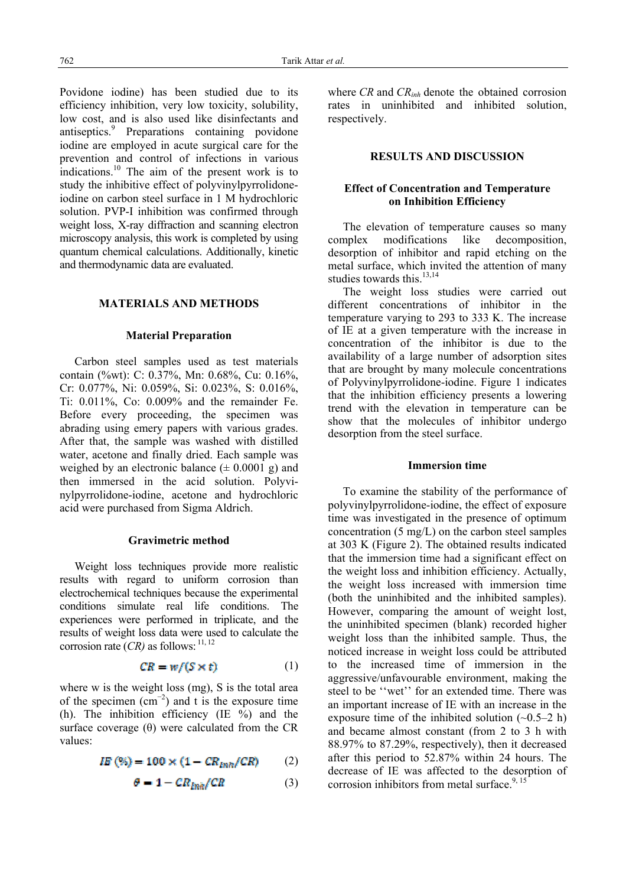Povidone iodine) has been studied due to its efficiency inhibition, very low toxicity, solubility, low cost, and is also used like disinfectants and antiseptics.[9] Preparations containing povidone iodine are employed in acute surgical care for the prevention and control of infections in various indications.[10] The aim of the present work is to study the inhibitive effect of polyvinylpyrrolidone-iodine on carbon steel surface in 1 M hydrochloric solution. PVP-I inhibition was confirmed through weight loss, X-ray diffraction and scanning electron microscopy analysis, this work is completed by using quantum chemical calculations. Additionally, kinetic and thermodynamic data are evaluated.

## MATERIALS AND METHODS

### Material Preparation

Carbon steel samples used as test materials contain (%wt): C: 0.37%, Mn: 0.68%, Cu: 0.16%, Cr: 0.077%, Ni: 0.059%, Si: 0.023%, S: 0.016%, Ti: 0.011%, Co: 0.009% and the remainder Fe. Before every proceeding, the specimen was abrading using emery papers with various grades. After that, the sample was washed with distilled water, acetone and finally dried. Each sample was weighed by an electronic balance (± 0.0001 g) and then immersed in the acid solution. Polyvinylpyrrolidone-iodine, acetone and hydrochloric acid were purchased from Sigma Aldrich.

### Gravimetric method

Weight loss techniques provide more realistic results with regard to uniform corrosion than electrochemical techniques because the experimental conditions simulate real life conditions. The experiences were performed in triplicate, and the results of weight loss data were used to calculate the corrosion rate (*CR)* as follows:[11, 12]

$$CR = w/(S \times t) \tag{1}$$

where w is the weight loss (mg), S is the total area of the specimen ($cm^{-2}$) and t is the exposure time (h). The inhibition efficiency (IE %) and the surface coverage (θ) were calculated from the CR values:

$$IE\ (\%) = 100 \times (1 - CR_{inh}/CR) \tag{2}$$

$$\theta = 1 - CR_{inh}/CR \tag{3}$$

where $CR$ and $CR_{inh}$ denote the obtained corrosion rates in uninhibited and inhibited solution, respectively.

## RESULTS AND DISCUSSION

### Effect of Concentration and Temperature on Inhibition Efficiency

The elevation of temperature causes so many complex modifications like decomposition, desorption of inhibitor and rapid etching on the metal surface, which invited the attention of many studies towards this.[13,14]

The weight loss studies were carried out different concentrations of inhibitor in the temperature varying to 293 to 333 K. The increase of IE at a given temperature with the increase in concentration of the inhibitor is due to the availability of a large number of adsorption sites that are brought by many molecule concentrations of Polyvinylpyrrolidone-iodine. Figure 1 indicates that the inhibition efficiency presents a lowering trend with the elevation in temperature can be show that the molecules of inhibitor undergo desorption from the steel surface.

### Immersion time

To examine the stability of the performance of polyvinylpyrrolidone-iodine, the effect of exposure time was investigated in the presence of optimum concentration (5 mg/L) on the carbon steel samples at 303 K (Figure 2). The obtained results indicated that the immersion time had a significant effect on the weight loss and inhibition efficiency. Actually, the weight loss increased with immersion time (both the uninhibited and the inhibited samples). However, comparing the amount of weight lost, the uninhibited specimen (blank) recorded higher weight loss than the inhibited sample. Thus, the noticed increase in weight loss could be attributed to the increased time of immersion in the aggressive/unfavourable environment, making the steel to be ''wet'' for an extended time. There was an important increase of IE with an increase in the exposure time of the inhibited solution (~0.5–2 h) and became almost constant (from 2 to 3 h with 88.97% to 87.29%, respectively), then it decreased after this period to 52.87% within 24 hours. The decrease of IE was affected to the desorption of corrosion inhibitors from metal surface.[9, 15]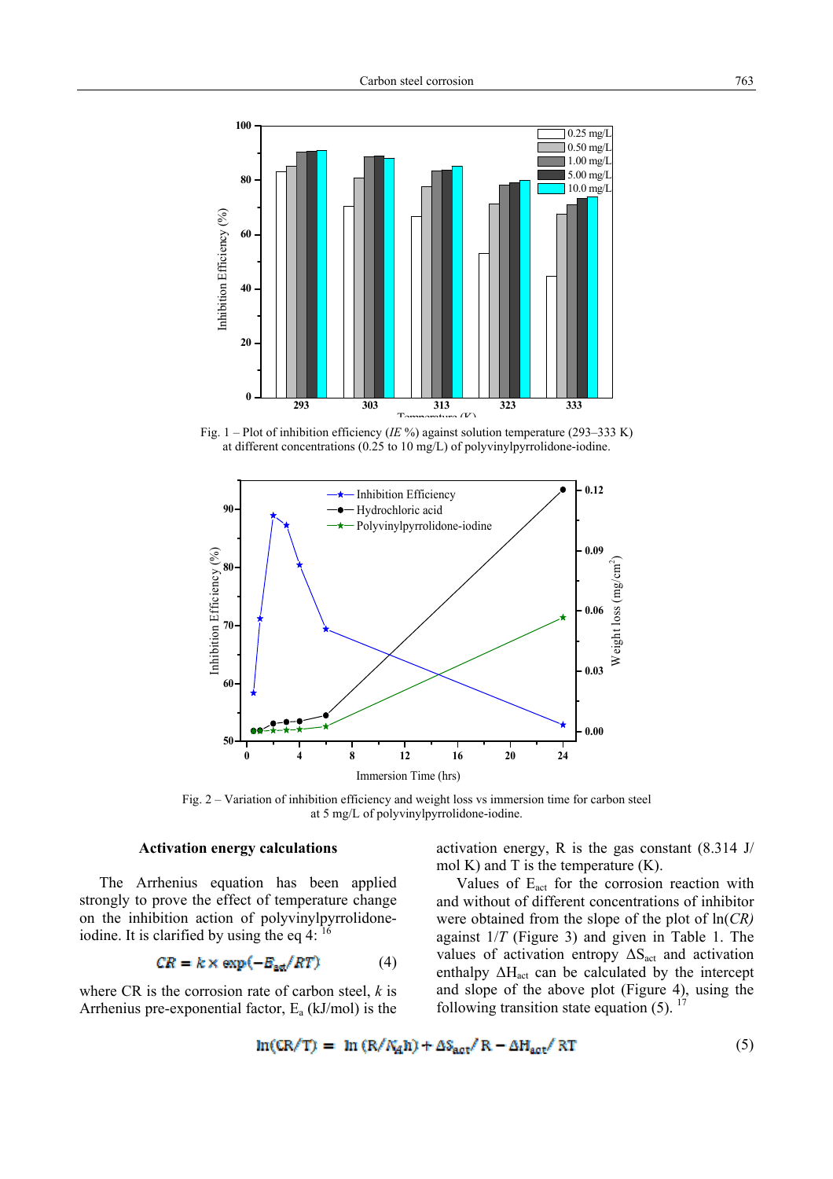Fig. 1 – Plot of inhibition efficiency (*IE* %) against solution temperature (293–333 K) at different concentrations (0.25 to 10 mg/L) of polyvinylpyrrolidone-iodine.

Fig. 2 – Variation of inhibition efficiency and weight loss vs immersion time for carbon steel at 5 mg/L of polyvinylpyrrolidone-iodine.

### Activation energy calculations

The Arrhenius equation has been applied strongly to prove the effect of temperature change on the inhibition action of polyvinylpyrrolidone-iodine. It is clarified by using the eq 4: [16]

$$CR = k \times \exp(-E_{act}/RT) \tag{4}$$

where CR is the corrosion rate of carbon steel, *k* is Arrhenius pre-exponential factor, $E_a$ (kJ/mol) is the activation energy, R is the gas constant (8.314 J/mol K) and T is the temperature (K).

Values of $E_{act}$ for the corrosion reaction with and without of different concentrations of inhibitor were obtained from the slope of the plot of ln(*CR*) against 1/*T* (Figure 3) and given in Table 1. The values of activation entropy $\Delta S_{act}$ and activation enthalpy $\Delta H_{act}$ can be calculated by the intercept and slope of the above plot (Figure 4), using the following transition state equation (5). [17]

$$\ln(CR/T) = \ln(R/N_A h) + \Delta S_{act}/R - \Delta H_{act}/RT \tag{5}$$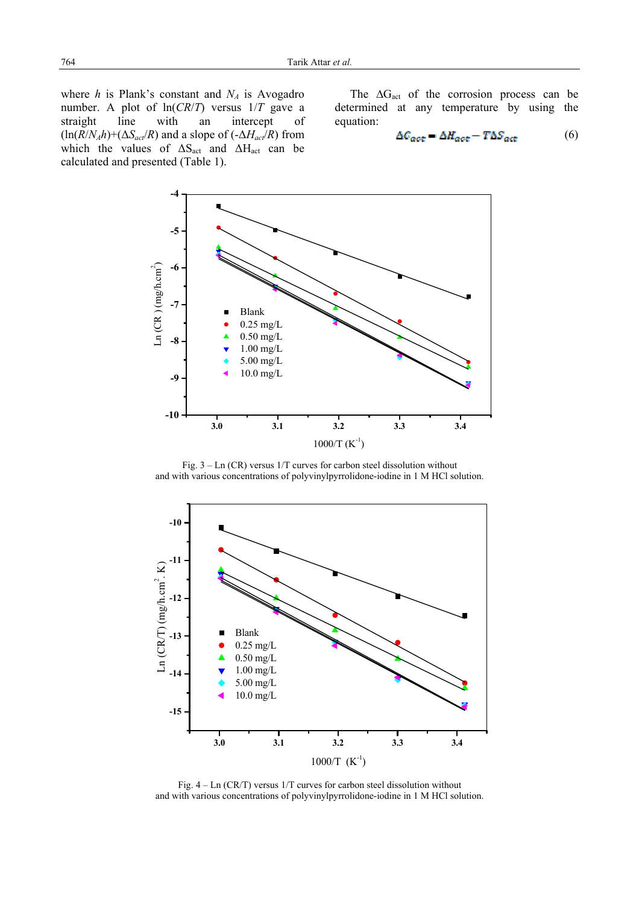where $h$ is Plank's constant and $N_A$ is Avogadro number. A plot of $\ln(CR/T)$ versus $1/T$ gave a straight line with an intercept of $(\ln(R/N_A h)+(\Delta S_{act}/R)$ and a slope of $(-\Delta H_{act}/R)$ from which the values of $\Delta S_{act}$ and $\Delta H_{act}$ can be calculated and presented (Table 1).

The $\Delta G_{act}$ of the corrosion process can be determined at any temperature by using the equation:

$$\Delta G_{act} = \Delta H_{act} - T\Delta S_{act} \tag{6}$$

Fig. 3 – Ln (CR) versus 1/T curves for carbon steel dissolution without and with various concentrations of polyvinylpyrrolidone-iodine in 1 M HCl solution.

Fig. 4 – Ln (CR/T) versus 1/T curves for carbon steel dissolution without and with various concentrations of polyvinylpyrrolidone-iodine in 1 M HCl solution.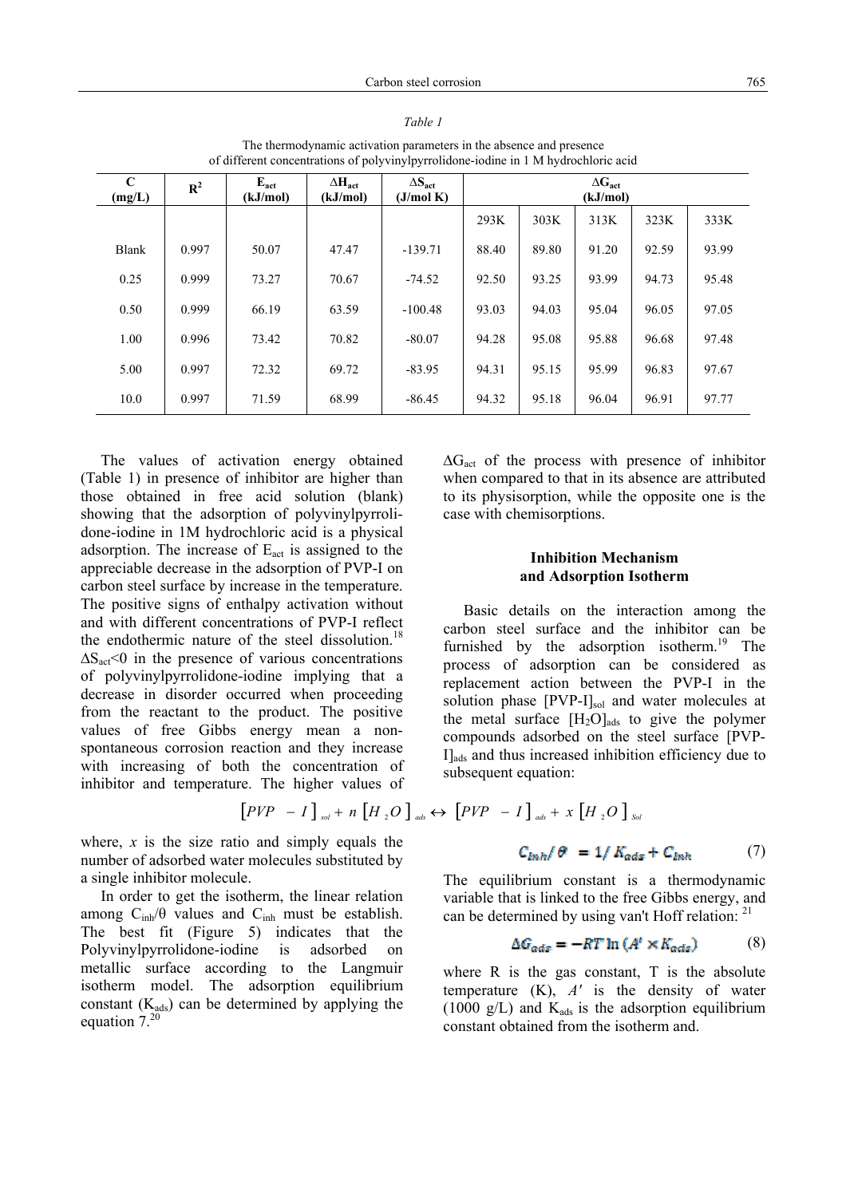*Table 1*

The thermodynamic activation parameters in the absence and presence of different concentrations of polyvinylpyrrolidone-iodine in 1 M hydrochloric acid

| C (mg/L) | $R^2$ | $E_{act}$ (kJ/mol) | $\Delta H_{act}$ (kJ/mol) | $\Delta S_{act}$ (J/mol K) | $\Delta G_{act}$ (kJ/mol) | | | | |
|---|---|---|---|---|---|---|---|---|---|
| | | | | | 293K | 303K | 313K | 323K | 333K |
| Blank | 0.997 | 50.07 | 47.47 | -139.71 | 88.40 | 89.80 | 91.20 | 92.59 | 93.99 |
| 0.25 | 0.999 | 73.27 | 70.67 | -74.52 | 92.50 | 93.25 | 93.99 | 94.73 | 95.48 |
| 0.50 | 0.999 | 66.19 | 63.59 | -100.48 | 93.03 | 94.03 | 95.04 | 96.05 | 97.05 |
| 1.00 | 0.996 | 73.42 | 70.82 | -80.07 | 94.28 | 95.08 | 95.88 | 96.68 | 97.48 |
| 5.00 | 0.997 | 72.32 | 69.72 | -83.95 | 94.31 | 95.15 | 95.99 | 96.83 | 97.67 |
| 10.0 | 0.997 | 71.59 | 68.99 | -86.45 | 94.32 | 95.18 | 96.04 | 96.91 | 97.77 |

The values of activation energy obtained (Table 1) in presence of inhibitor are higher than those obtained in free acid solution (blank) showing that the adsorption of polyvinylpyrrolidone-iodine in 1M hydrochloric acid is a physical adsorption. The increase of $E_{act}$ is assigned to the appreciable decrease in the adsorption of PVP-I on carbon steel surface by increase in the temperature. The positive signs of enthalpy activation without and with different concentrations of PVP-I reflect the endothermic nature of the steel dissolution.[18] $\Delta S_{act}$<0 in the presence of various concentrations of polyvinylpyrrolidone-iodine implying that a decrease in disorder occurred when proceeding from the reactant to the product. The positive values of free Gibbs energy mean a non-spontaneous corrosion reaction and they increase with increasing of both the concentration of inhibitor and temperature. The higher values of $\Delta G_{act}$ of the process with presence of inhibitor when compared to that in its absence are attributed to its physisorption, while the opposite one is the case with chemisorptions.

## Inhibition Mechanism and Adsorption Isotherm

Basic details on the interaction among the carbon steel surface and the inhibitor can be furnished by the adsorption isotherm.[19] The process of adsorption can be considered as replacement action between the PVP-I in the solution phase $[PVP\text{-}I]_{sol}$ and water molecules at the metal surface $[H_2O]_{ads}$ to give the polymer compounds adsorbed on the steel surface $[PVP\text{-}I]_{ads}$ and thus increased inhibition efficiency due to subsequent equation:

$$[PVP - I]_{sol} + n\,[H_2O]_{ads} \leftrightarrow [PVP - I]_{ads} + x\,[H_2O]_{Sol}$$

where, $x$ is the size ratio and simply equals the number of adsorbed water molecules substituted by a single inhibitor molecule.

In order to get the isotherm, the linear relation among $C_{inh}/\theta$ values and $C_{inh}$ must be establish. The best fit (Figure 5) indicates that the Polyvinylpyrrolidone-iodine is adsorbed on metallic surface according to the Langmuir isotherm model. The adsorption equilibrium constant ($K_{ads}$) can be determined by applying the equation 7.[20]

$$C_{inh}/\theta = 1/K_{ads} + C_{inh} \quad (7)$$

The equilibrium constant is a thermodynamic variable that is linked to the free Gibbs energy, and can be determined by using van't Hoff relation:[21]

$$\Delta G_{ads} = -RT\ln(A' \times K_{ads}) \quad (8)$$

where R is the gas constant, T is the absolute temperature (K), $A'$ is the density of water (1000 g/L) and $K_{ads}$ is the adsorption equilibrium constant obtained from the isotherm and.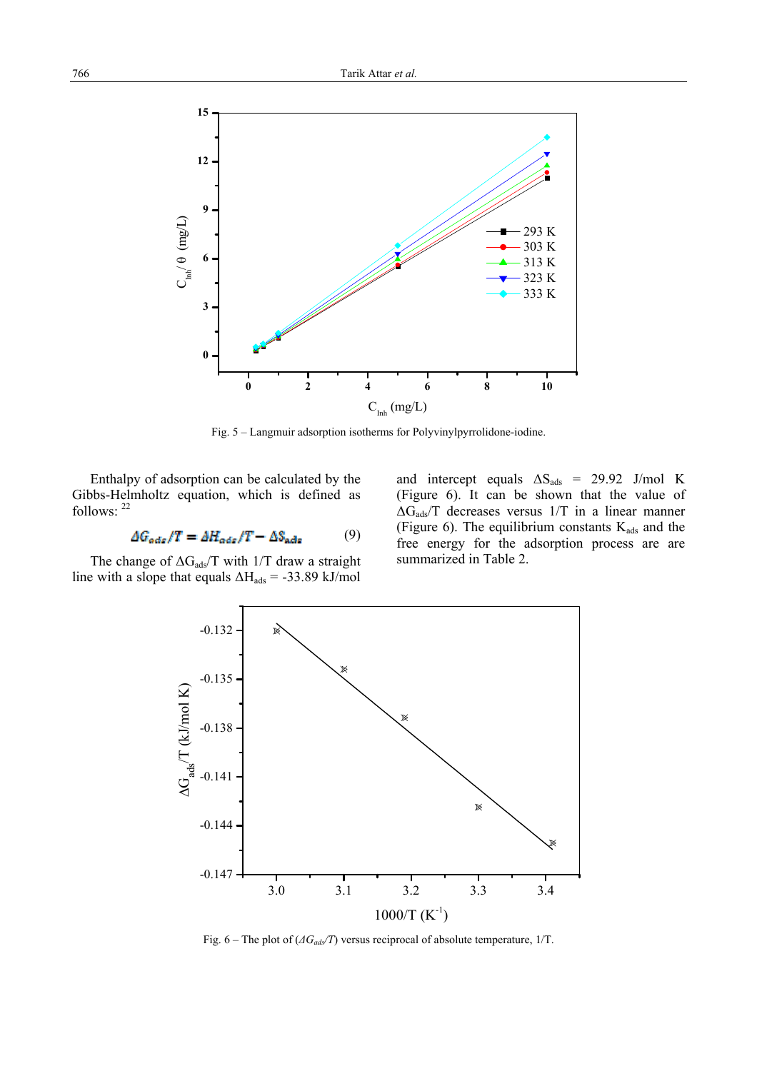Fig. 5 – Langmuir adsorption isotherms for Polyvinylpyrrolidone-iodine.

Enthalpy of adsorption can be calculated by the Gibbs-Helmholtz equation, which is defined as follows: [22]

$$\Delta G_{ads}/T = \Delta H_{ads}/T - \Delta S_{ads} \tag{9}$$

The change of $\Delta G_{ads}/T$ with $1/T$ draw a straight line with a slope that equals $\Delta H_{ads}$ = -33.89 kJ/mol and intercept equals $\Delta S_{ads}$ = 29.92 J/mol K (Figure 6). It can be shown that the value of $\Delta G_{ads}/T$ decreases versus $1/T$ in a linear manner (Figure 6). The equilibrium constants $K_{ads}$ and the free energy for the adsorption process are are summarized in Table 2.

Fig. 6 – The plot of ($\Delta G_{ads}/T$) versus reciprocal of absolute temperature, 1/T.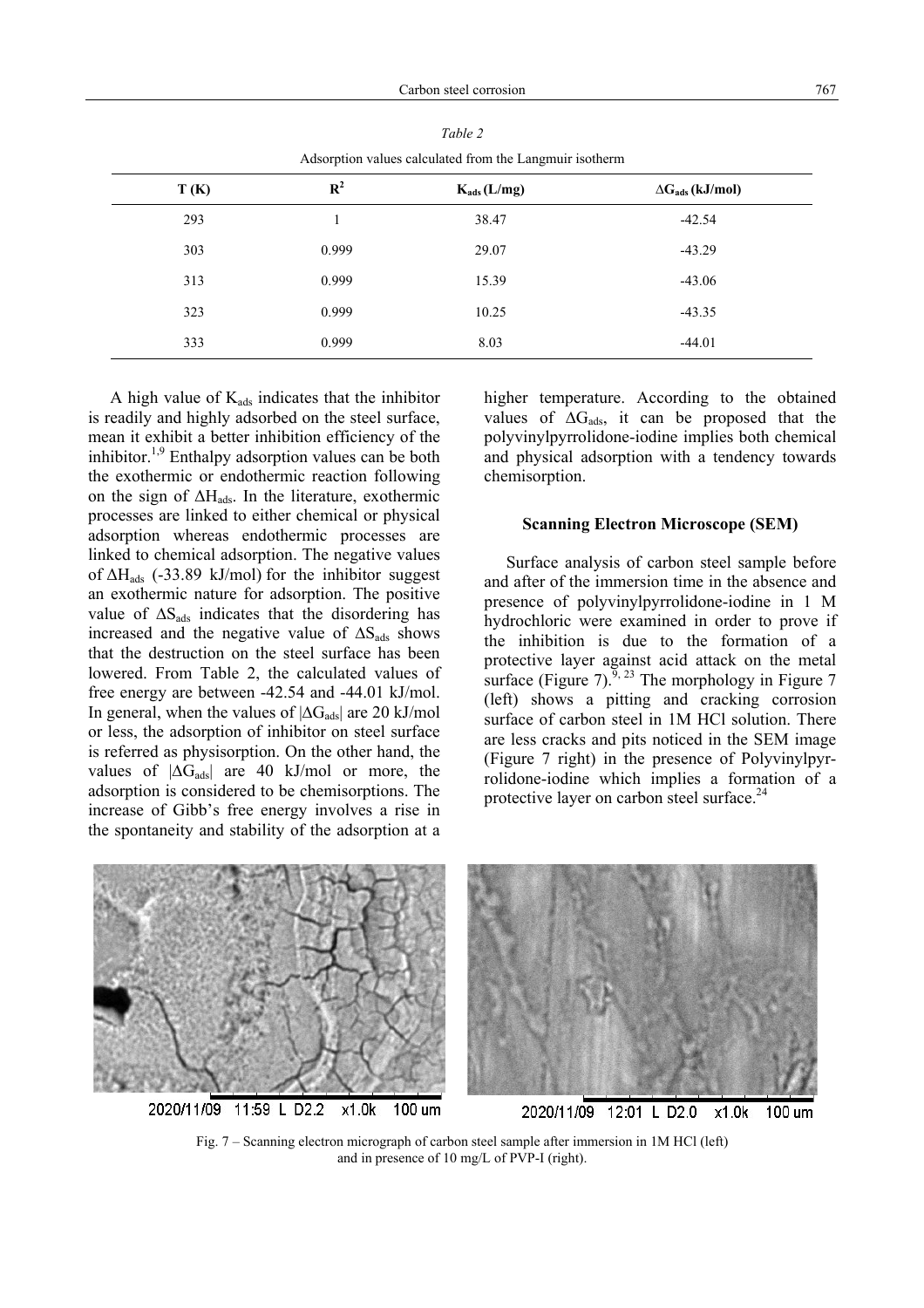Table 2

Adsorption values calculated from the Langmuir isotherm

| T (K) | $R^2$ | $K_{ads}$ (L/mg) | $\Delta G_{ads}$ (kJ/mol) |
|---|---|---|---|
| 293 | 1 | 38.47 | -42.54 |
| 303 | 0.999 | 29.07 | -43.29 |
| 313 | 0.999 | 15.39 | -43.06 |
| 323 | 0.999 | 10.25 | -43.35 |
| 333 | 0.999 | 8.03 | -44.01 |

A high value of $K_{ads}$ indicates that the inhibitor is readily and highly adsorbed on the steel surface, mean it exhibit a better inhibition efficiency of the inhibitor.[1,9] Enthalpy adsorption values can be both the exothermic or endothermic reaction following on the sign of $\Delta H_{ads}$. In the literature, exothermic processes are linked to either chemical or physical adsorption whereas endothermic processes are linked to chemical adsorption. The negative values of $\Delta H_{ads}$ (-33.89 kJ/mol) for the inhibitor suggest an exothermic nature for adsorption. The positive value of $\Delta S_{ads}$ indicates that the disordering has increased and the negative value of $\Delta S_{ads}$ shows that the destruction on the steel surface has been lowered. From Table 2, the calculated values of free energy are between -42.54 and -44.01 kJ/mol. In general, when the values of $|\Delta G_{ads}|$ are 20 kJ/mol or less, the adsorption of inhibitor on steel surface is referred as physisorption. On the other hand, the values of $|\Delta G_{ads}|$ are 40 kJ/mol or more, the adsorption is considered to be chemisorptions. The increase of Gibb's free energy involves a rise in the spontaneity and stability of the adsorption at a higher temperature. According to the obtained values of $\Delta G_{ads}$, it can be proposed that the polyvinylpyrrolidone-iodine implies both chemical and physical adsorption with a tendency towards chemisorption.

### Scanning Electron Microscope (SEM)

Surface analysis of carbon steel sample before and after of the immersion time in the absence and presence of polyvinylpyrrolidone-iodine in 1 M hydrochloric were examined in order to prove if the inhibition is due to the formation of a protective layer against acid attack on the metal surface (Figure 7).[9, 23] The morphology in Figure 7 (left) shows a pitting and cracking corrosion surface of carbon steel in 1M HCl solution. There are less cracks and pits noticed in the SEM image (Figure 7 right) in the presence of Polyvinylpyrrolidone-iodine which implies a formation of a protective layer on carbon steel surface.[24]

Fig. 7 – Scanning electron micrograph of carbon steel sample after immersion in 1M HCl (left) and in presence of 10 mg/L of PVP-I (right).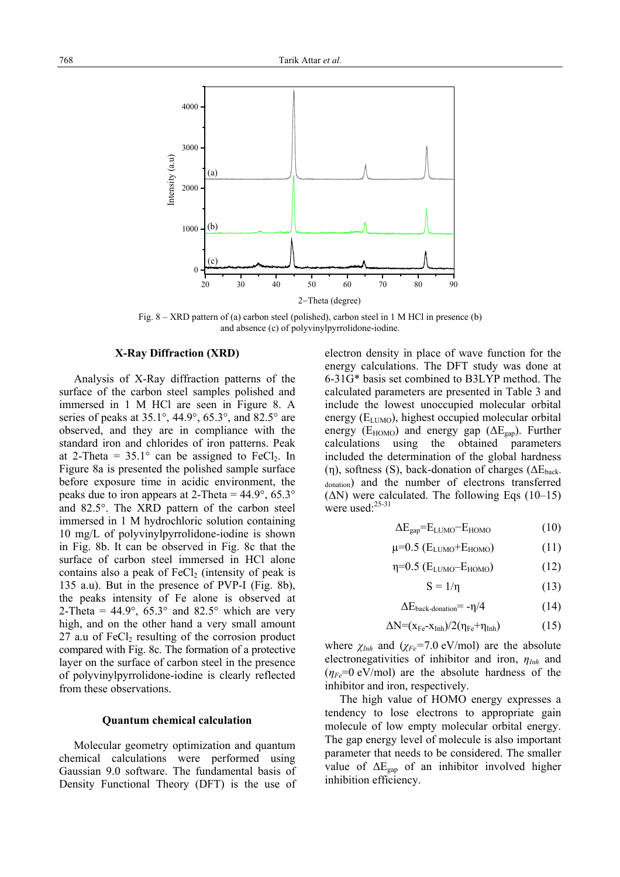Fig. 8 – XRD pattern of (a) carbon steel (polished), carbon steel in 1 M HCl in presence (b) and absence (c) of polyvinylpyrrolidone-iodine.

### X-Ray Diffraction (XRD)

Analysis of X-Ray diffraction patterns of the surface of the carbon steel samples polished and immersed in 1 M HCl are seen in Figure 8. A series of peaks at 35.1°, 44.9°, 65.3°, and 82.5° are observed, and they are in compliance with the standard iron and chlorides of iron patterns. Peak at 2-Theta = 35.1° can be assigned to $FeCl_2$. In Figure 8a is presented the polished sample surface before exposure time in acidic environment, the peaks due to iron appears at 2-Theta = 44.9°, 65.3° and 82.5°. The XRD pattern of the carbon steel immersed in 1 M hydrochloric solution containing 10 mg/L of polyvinylpyrrolidone-iodine is shown in Fig. 8b. It can be observed in Fig. 8c that the surface of carbon steel immersed in HCl alone contains also a peak of $FeCl_2$ (intensity of peak is 135 a.u). But in the presence of PVP-I (Fig. 8b), the peaks intensity of Fe alone is observed at 2-Theta = 44.9°, 65.3° and 82.5° which are very high, and on the other hand a very small amount 27 a.u of $FeCl_2$ resulting of the corrosion product compared with Fig. 8c. The formation of a protective layer on the surface of carbon steel in the presence of polyvinylpyrrolidone-iodine is clearly reflected from these observations.

### Quantum chemical calculation

Molecular geometry optimization and quantum chemical calculations were performed using Gaussian 9.0 software. The fundamental basis of Density Functional Theory (DFT) is the use of electron density in place of wave function for the energy calculations. The DFT study was done at 6-31G* basis set combined to B3LYP method. The calculated parameters are presented in Table 3 and include the lowest unoccupied molecular orbital energy ($E_{LUMO}$), highest occupied molecular orbital energy ($E_{HOMO}$) and energy gap ($\Delta E_{gap}$). Further calculations using the obtained parameters included the determination of the global hardness ($\eta$), softness (S), back-donation of charges ($\Delta E_{back\text{-}donation}$) and the number of electrons transferred ($\Delta N$) were calculated. The following Eqs (10–15) were used:[25-31]

$$\Delta E_{gap}=E_{LUMO}-E_{HOMO} \quad (10)$$

$$\mu=0.5\ (E_{LUMO}+E_{HOMO}) \quad (11)$$

$$\eta=0.5\ (E_{LUMO}-E_{HOMO}) \quad (12)$$

$$S = 1/\eta \quad (13)$$

$$\Delta E_{back\text{-}donation}= -\eta/4 \quad (14)$$

$$\Delta N=(x_{Fe}-x_{Inh})/2(\eta_{Fe}+\eta_{Inh}) \quad (15)$$

where $\chi_{Inh}$ and ($\chi_{Fe}$=7.0 eV/mol) are the absolute electronegativities of inhibitor and iron, $\eta_{Inh}$ and ($\eta_{Fe}$=0 eV/mol) are the absolute hardness of the inhibitor and iron, respectively.

The high value of HOMO energy expresses a tendency to lose electrons to appropriate gain molecule of low empty molecular orbital energy. The gap energy level of molecule is also important parameter that needs to be considered. The smaller value of $\Delta E_{gap}$ of an inhibitor involved higher inhibition efficiency.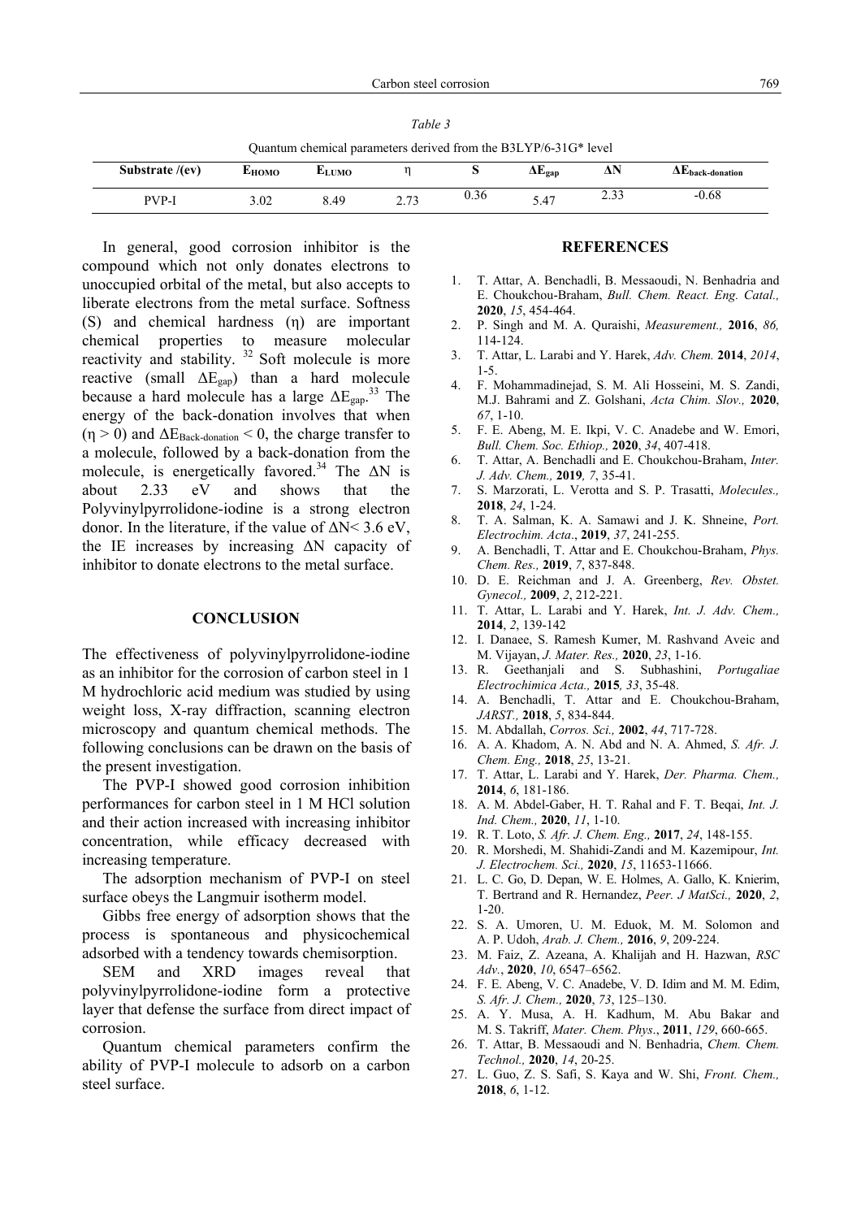*Table 3*

Quantum chemical parameters derived from the B3LYP/6-31G* level

| Substrate /(ev) | $E_{HOMO}$ | $E_{LUMO}$ | η | S | $\Delta E_{gap}$ | ΔN | $\Delta E_{back\text{-}donation}$ |
|---|---|---|---|---|---|---|---|
| PVP-I | 3.02 | 8.49 | 2.73 | 0.36 | 5.47 | 2.33 | -0.68 |

In general, good corrosion inhibitor is the compound which not only donates electrons to unoccupied orbital of the metal, but also accepts to liberate electrons from the metal surface. Softness (S) and chemical hardness (η) are important chemical properties to measure molecular reactivity and stability.[32] Soft molecule is more reactive (small $\Delta E_{gap}$) than a hard molecule because a hard molecule has a large $\Delta E_{gap}$.[33] The energy of the back-donation involves that when ($\eta > 0$) and $\Delta E_{Back\text{-}donation} < 0$, the charge transfer to a molecule, followed by a back-donation from the molecule, is energetically favored.[34] The ΔN is about 2.33 eV and shows that the Polyvinylpyrrolidone-iodine is a strong electron donor. In the literature, if the value of $\Delta N < 3.6$ eV, the IE increases by increasing ΔN capacity of inhibitor to donate electrons to the metal surface.

## CONCLUSION

The effectiveness of polyvinylpyrrolidone-iodine as an inhibitor for the corrosion of carbon steel in 1 M hydrochloric acid medium was studied by using weight loss, X-ray diffraction, scanning electron microscopy and quantum chemical methods. The following conclusions can be drawn on the basis of the present investigation.

The PVP-I showed good corrosion inhibition performances for carbon steel in 1 M HCl solution and their action increased with increasing inhibitor concentration, while efficacy decreased with increasing temperature.

The adsorption mechanism of PVP-I on steel surface obeys the Langmuir isotherm model.

Gibbs free energy of adsorption shows that the process is spontaneous and physicochemical adsorbed with a tendency towards chemisorption.

SEM and XRD images reveal that polyvinylpyrrolidone-iodine form a protective layer that defense the surface from direct impact of corrosion.

Quantum chemical parameters confirm the ability of PVP-I molecule to adsorb on a carbon steel surface.

## REFERENCES

1. T. Attar, A. Benchadli, B. Messaoudi, N. Benhadria and E. Choukchou-Braham, *Bull. Chem. React. Eng. Catal.,* **2020**, *15*, 454-464.
2. P. Singh and M. A. Quraishi, *Measurement.,* **2016**, *86,* 114-124.
3. T. Attar, L. Larabi and Y. Harek, *Adv. Chem.* **2014**, *2014*, 1-5.
4. F. Mohammadinejad, S. M. Ali Hosseini, M. S. Zandi, M.J. Bahrami and Z. Golshani, *Acta Chim. Slov.,* **2020**, *67*, 1-10.
5. F. E. Abeng, M. E. Ikpi, V. C. Anadebe and W. Emori, *Bull. Chem. Soc. Ethiop.,* **2020**, *34*, 407-418.
6. T. Attar, A. Benchadli and E. Choukchou-Braham, *Inter. J. Adv. Chem.,* **2019***, 7*, 35-41.
7. S. Marzorati, L. Verotta and S. P. Trasatti, *Molecules.,* **2018**, *24*, 1-24.
8. T. A. Salman, K. A. Samawi and J. K. Shneine, *Port. Electrochim. Acta*., **2019**, *37*, 241-255.
9. A. Benchadli, T. Attar and E. Choukchou-Braham, *Phys. Chem. Res.,* **2019**, *7*, 837-848.
10. D. E. Reichman and J. A. Greenberg, *Rev. Obstet. Gynecol.,* **2009**, *2*, 212-221.
11. T. Attar, L. Larabi and Y. Harek, *Int. J. Adv. Chem.,* **2014**, *2*, 139-142
12. I. Danaee, S. Ramesh Kumer, M. Rashvand Aveic and M. Vijayan, *J. Mater. Res.,* **2020**, *23*, 1-16.
13. R. Geethanjali and S. Subhashini, *Portugaliae Electrochimica Acta.,* **2015***, 33*, 35-48.
14. A. Benchadli, T. Attar and E. Choukchou-Braham, *JARST.,* **2018**, *5*, 834-844.
15. M. Abdallah, *Corros. Sci.,* **2002**, *44*, 717-728.
16. A. A. Khadom, A. N. Abd and N. A. Ahmed, *S. Afr. J. Chem. Eng.,* **2018**, *25*, 13-21.
17. T. Attar, L. Larabi and Y. Harek, *Der. Pharma. Chem.,* **2014**, *6*, 181-186.
18. A. M. Abdel-Gaber, H. T. Rahal and F. T. Beqai, *Int. J. Ind. Chem.,* **2020**, *11*, 1-10.
19. R. T. Loto, *S. Afr. J. Chem. Eng.,* **2017**, *24*, 148-155.
20. R. Morshedi, M. Shahidi-Zandi and M. Kazemipour, *Int. J. Electrochem. Sci.,* **2020**, *15*, 11653-11666.
21. L. C. Go, D. Depan, W. E. Holmes, A. Gallo, K. Knierim, T. Bertrand and R. Hernandez, *Peer. J MatSci.,* **2020**, *2*, 1-20.
22. S. A. Umoren, U. M. Eduok, M. M. Solomon and A. P. Udoh, *Arab. J. Chem.,* **2016**, *9*, 209-224.
23. M. Faiz, Z. Azeana, A. Khalijah and H. Hazwan, *RSC Adv.*, **2020**, *10*, 6547–6562.
24. F. E. Abeng, V. C. Anadebe, V. D. Idim and M. M. Edim, *S. Afr. J. Chem.,* **2020**, *73*, 125–130.
25. A. Y. Musa, A. H. Kadhum, M. Abu Bakar and M. S. Takriff, *Mater. Chem. Phys*., **2011**, *129*, 660-665.
26. T. Attar, B. Messaoudi and N. Benhadria, *Chem. Chem. Technol.,* **2020**, *14*, 20-25.
27. L. Guo, Z. S. Safi, S. Kaya and W. Shi, *Front. Chem.,* **2018**, *6*, 1-12.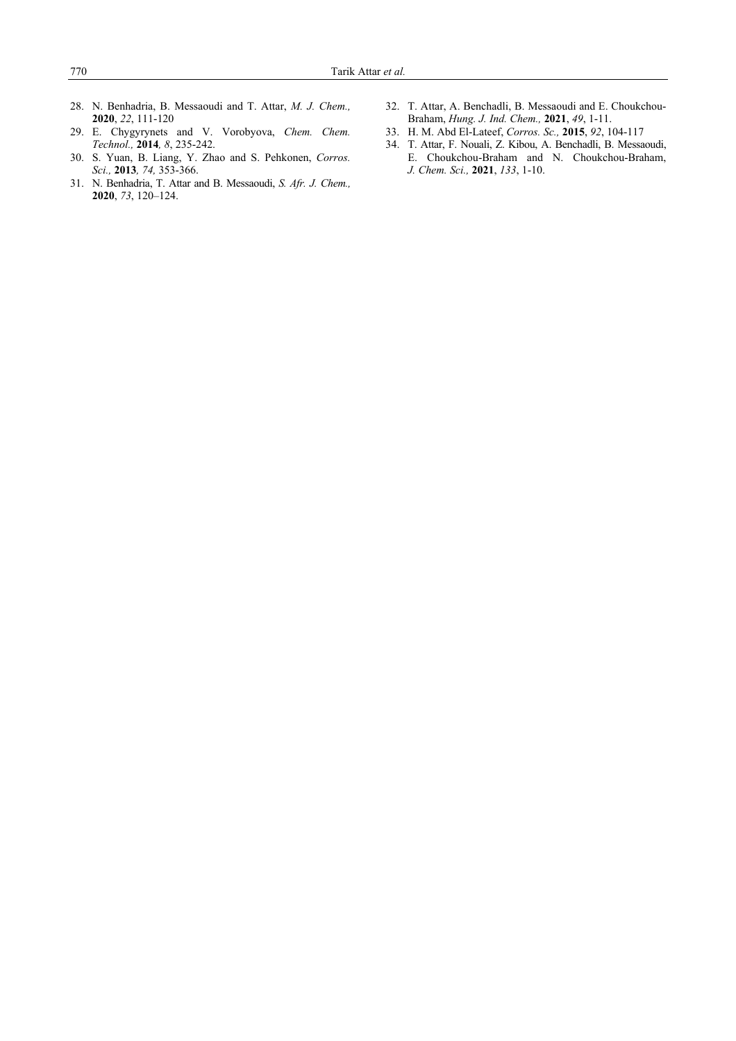28. N. Benhadria, B. Messaoudi and T. Attar, *M. J. Chem.,* **2020**, *22*, 111-120
29. E. Chygyrynets and V. Vorobyova, *Chem. Chem. Technol.,* **2014***, 8*, 235-242.
30. S. Yuan, B. Liang, Y. Zhao and S. Pehkonen, *Corros. Sci.,* **2013***, 74,* 353-366.
31. N. Benhadria, T. Attar and B. Messaoudi, *S. Afr. J. Chem.,* **2020**, *73*, 120–124.
32. T. Attar, A. Benchadli, B. Messaoudi and E. Choukchou-Braham, *Hung. J. Ind. Chem.,* **2021**, *49*, 1-11.
33. H. M. Abd El-Lateef, *Corros. Sc.,* **2015**, *92*, 104-117
34. T. Attar, F. Nouali, Z. Kibou, A. Benchadli, B. Messaoudi, E. Choukchou-Braham and N. Choukchou-Braham, *J. Chem. Sci.,* **2021**, *133*, 1-10.